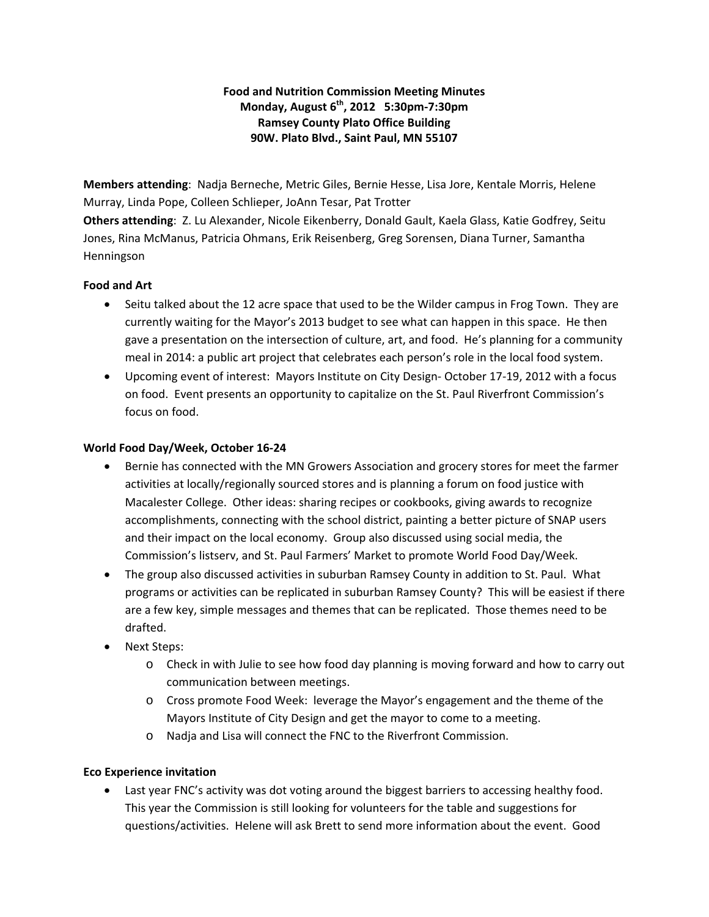**Food and Nutrition Commission Meeting Minutes**
**Monday, August 6th, 2012 5:30pm-7:30pm**
**Ramsey County Plato Office Building**
**90W. Plato Blvd., Saint Paul, MN 55107**

**Members attending**: Nadja Berneche, Metric Giles, Bernie Hesse, Lisa Jore, Kentale Morris, Helene Murray, Linda Pope, Colleen Schlieper, JoAnn Tesar, Pat Trotter
**Others attending**: Z. Lu Alexander, Nicole Eikenberry, Donald Gault, Kaela Glass, Katie Godfrey, Seitu Jones, Rina McManus, Patricia Ohmans, Erik Reisenberg, Greg Sorensen, Diana Turner, Samantha Henningson

**Food and Art**

- Seitu talked about the 12 acre space that used to be the Wilder campus in Frog Town. They are currently waiting for the Mayor's 2013 budget to see what can happen in this space. He then gave a presentation on the intersection of culture, art, and food. He's planning for a community meal in 2014: a public art project that celebrates each person's role in the local food system.
- Upcoming event of interest: Mayors Institute on City Design- October 17-19, 2012 with a focus on food. Event presents an opportunity to capitalize on the St. Paul Riverfront Commission's focus on food.

**World Food Day/Week, October 16-24**

- Bernie has connected with the MN Growers Association and grocery stores for meet the farmer activities at locally/regionally sourced stores and is planning a forum on food justice with Macalester College. Other ideas: sharing recipes or cookbooks, giving awards to recognize accomplishments, connecting with the school district, painting a better picture of SNAP users and their impact on the local economy. Group also discussed using social media, the Commission's listserv, and St. Paul Farmers' Market to promote World Food Day/Week.
- The group also discussed activities in suburban Ramsey County in addition to St. Paul. What programs or activities can be replicated in suburban Ramsey County? This will be easiest if there are a few key, simple messages and themes that can be replicated. Those themes need to be drafted.
- Next Steps:
  - Check in with Julie to see how food day planning is moving forward and how to carry out communication between meetings.
  - Cross promote Food Week: leverage the Mayor's engagement and the theme of the Mayors Institute of City Design and get the mayor to come to a meeting.
  - Nadja and Lisa will connect the FNC to the Riverfront Commission.

**Eco Experience invitation**

- Last year FNC's activity was dot voting around the biggest barriers to accessing healthy food. This year the Commission is still looking for volunteers for the table and suggestions for questions/activities. Helene will ask Brett to send more information about the event. Good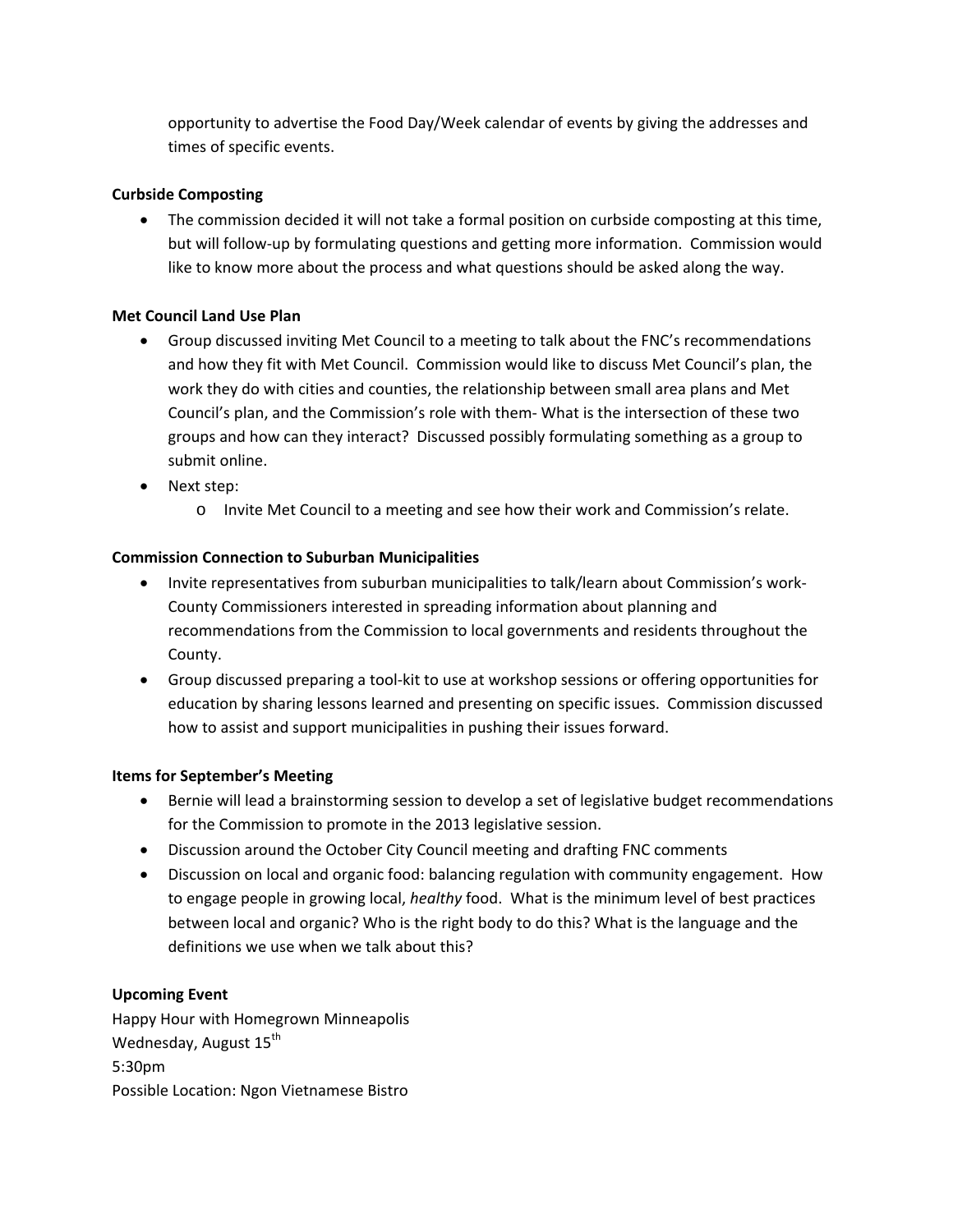opportunity to advertise the Food Day/Week calendar of events by giving the addresses and times of specific events.

**Curbside Composting**

- The commission decided it will not take a formal position on curbside composting at this time, but will follow-up by formulating questions and getting more information. Commission would like to know more about the process and what questions should be asked along the way.

**Met Council Land Use Plan**

- Group discussed inviting Met Council to a meeting to talk about the FNC's recommendations and how they fit with Met Council. Commission would like to discuss Met Council's plan, the work they do with cities and counties, the relationship between small area plans and Met Council's plan, and the Commission's role with them- What is the intersection of these two groups and how can they interact? Discussed possibly formulating something as a group to submit online.
- Next step:
  - Invite Met Council to a meeting and see how their work and Commission's relate.

**Commission Connection to Suburban Municipalities**

- Invite representatives from suburban municipalities to talk/learn about Commission's work- County Commissioners interested in spreading information about planning and recommendations from the Commission to local governments and residents throughout the County.
- Group discussed preparing a tool-kit to use at workshop sessions or offering opportunities for education by sharing lessons learned and presenting on specific issues. Commission discussed how to assist and support municipalities in pushing their issues forward.

**Items for September's Meeting**

- Bernie will lead a brainstorming session to develop a set of legislative budget recommendations for the Commission to promote in the 2013 legislative session.
- Discussion around the October City Council meeting and drafting FNC comments
- Discussion on local and organic food: balancing regulation with community engagement. How to engage people in growing local, *healthy* food. What is the minimum level of best practices between local and organic? Who is the right body to do this? What is the language and the definitions we use when we talk about this?

**Upcoming Event**

Happy Hour with Homegrown Minneapolis
Wednesday, August 15th
5:30pm
Possible Location: Ngon Vietnamese Bistro